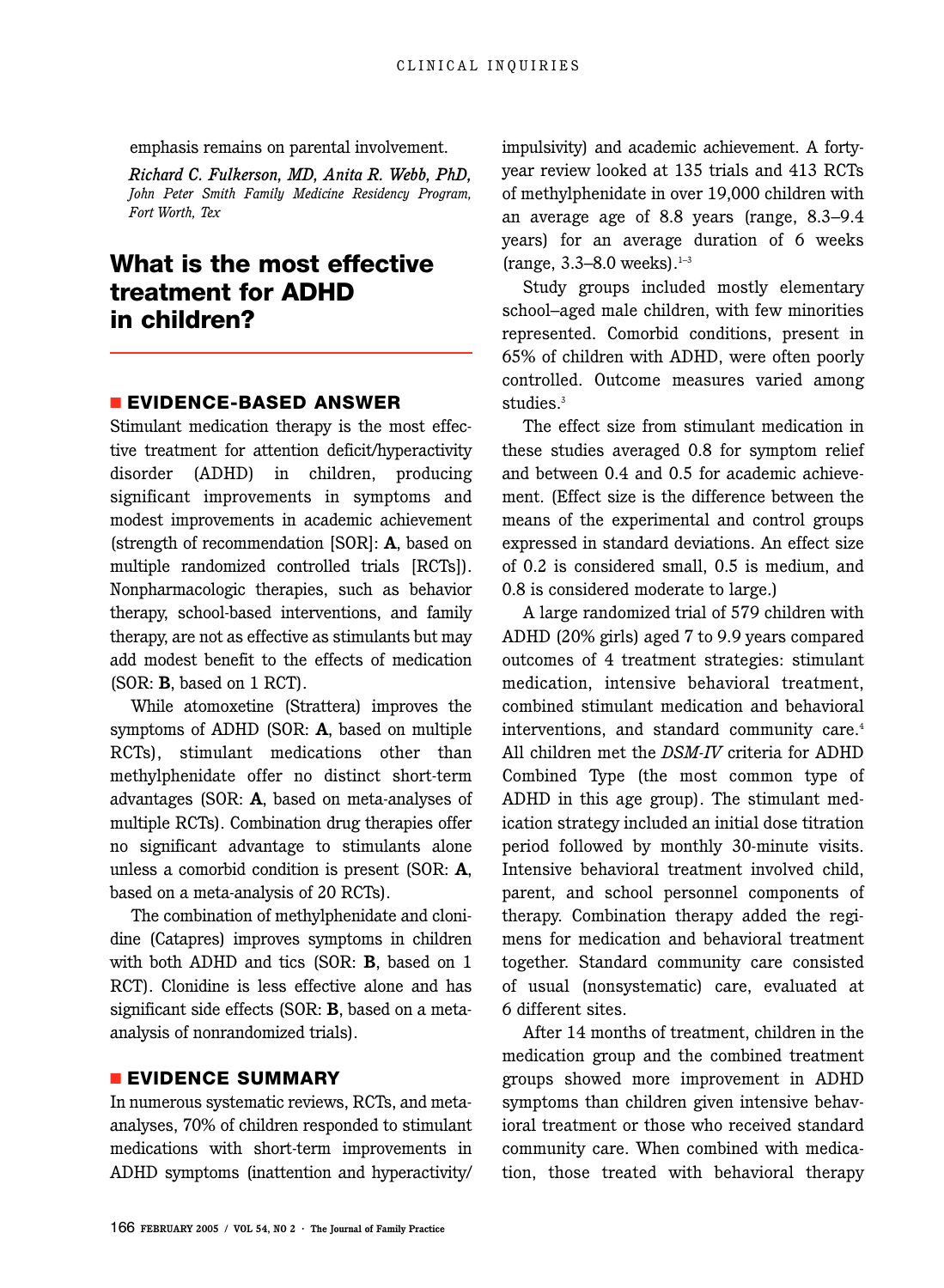emphasis remains on parental involvement.

*Richard C. Fulkerson, MD, Anita R. Webb, PhD, John Peter Smith Family Medicine Residency Program, Fort Worth, Tex*

## What is the most effective treatment for ADHD in children?

### EVIDENCE-BASED ANSWER

Stimulant medication therapy is the most effective treatment for attention deficit/hyperactivity disorder (ADHD) in children, producing significant improvements in symptoms and modest improvements in academic achievement (strength of recommendation [SOR]: **A**, based on multiple randomized controlled trials [RCTs]). Nonpharmacologic therapies, such as behavior therapy, school-based interventions, and family therapy, are not as effective as stimulants but may add modest benefit to the effects of medication (SOR: **B**, based on 1 RCT).

While atomoxetine (Strattera) improves the symptoms of ADHD (SOR: **A**, based on multiple RCTs), stimulant medications other than methylphenidate offer no distinct short-term advantages (SOR: **A**, based on meta-analyses of multiple RCTs). Combination drug therapies offer no significant advantage to stimulants alone unless a comorbid condition is present (SOR: **A**, based on a meta-analysis of 20 RCTs).

The combination of methylphenidate and clonidine (Catapres) improves symptoms in children with both ADHD and tics (SOR: **B**, based on 1 RCT). Clonidine is less effective alone and has significant side effects (SOR: **B**, based on a meta-analysis of nonrandomized trials).

### EVIDENCE SUMMARY

In numerous systematic reviews, RCTs, and meta-analyses, 70% of children responded to stimulant medications with short-term improvements in ADHD symptoms (inattention and hyperactivity/impulsivity) and academic achievement. A forty-year review looked at 135 trials and 413 RCTs of methylphenidate in over 19,000 children with an average age of 8.8 years (range, 8.3–9.4 years) for an average duration of 6 weeks (range, 3.3–8.0 weeks).[1–3]

Study groups included mostly elementary school–aged male children, with few minorities represented. Comorbid conditions, present in 65% of children with ADHD, were often poorly controlled. Outcome measures varied among studies.[3]

The effect size from stimulant medication in these studies averaged 0.8 for symptom relief and between 0.4 and 0.5 for academic achievement. (Effect size is the difference between the means of the experimental and control groups expressed in standard deviations. An effect size of 0.2 is considered small, 0.5 is medium, and 0.8 is considered moderate to large.)

A large randomized trial of 579 children with ADHD (20% girls) aged 7 to 9.9 years compared outcomes of 4 treatment strategies: stimulant medication, intensive behavioral treatment, combined stimulant medication and behavioral interventions, and standard community care.[4] All children met the *DSM-IV* criteria for ADHD Combined Type (the most common type of ADHD in this age group). The stimulant medication strategy included an initial dose titration period followed by monthly 30-minute visits. Intensive behavioral treatment involved child, parent, and school personnel components of therapy. Combination therapy added the regimens for medication and behavioral treatment together. Standard community care consisted of usual (nonsystematic) care, evaluated at 6 different sites.

After 14 months of treatment, children in the medication group and the combined treatment groups showed more improvement in ADHD symptoms than children given intensive behavioral treatment or those who received standard community care. When combined with medication, those treated with behavioral therapy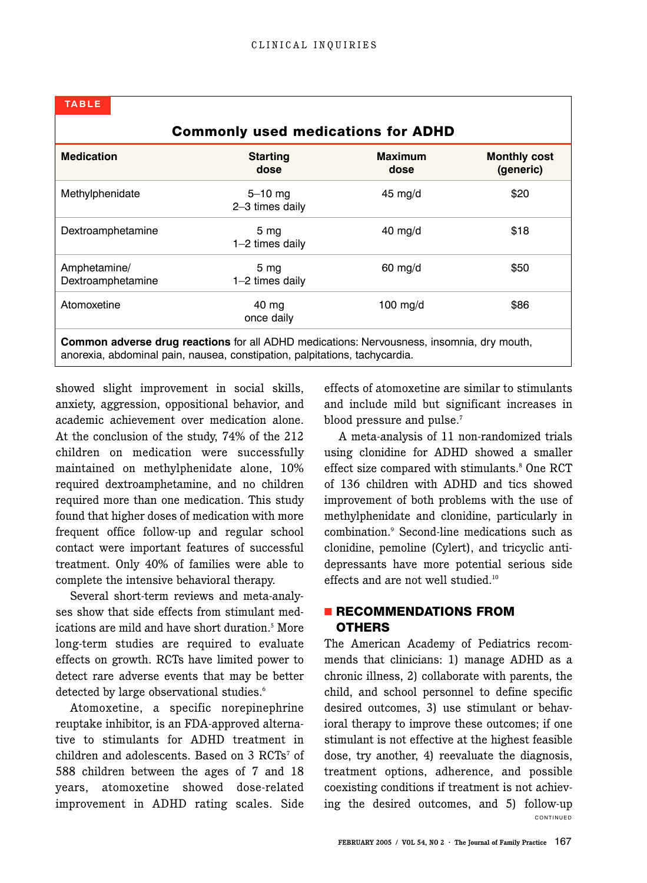**TABLE**

**Commonly used medications for ADHD**

| Medication | Starting dose | Maximum dose | Monthly cost (generic) |
|---|---|---|---|
| Methylphenidate | 5–10 mg 2–3 times daily | 45 mg/d | $20 |
| Dextroamphetamine | 5 mg 1–2 times daily | 40 mg/d | $18 |
| Amphetamine/ Dextroamphetamine | 5 mg 1–2 times daily | 60 mg/d | $50 |
| Atomoxetine | 40 mg once daily | 100 mg/d | $86 |

**Common adverse drug reactions** for all ADHD medications: Nervousness, insomnia, dry mouth, anorexia, abdominal pain, nausea, constipation, palpitations, tachycardia.

showed slight improvement in social skills, anxiety, aggression, oppositional behavior, and academic achievement over medication alone. At the conclusion of the study, 74% of the 212 children on medication were successfully maintained on methylphenidate alone, 10% required dextroamphetamine, and no children required more than one medication. This study found that higher doses of medication with more frequent office follow-up and regular school contact were important features of successful treatment. Only 40% of families were able to complete the intensive behavioral therapy.

Several short-term reviews and meta-analyses show that side effects from stimulant medications are mild and have short duration.[5] More long-term studies are required to evaluate effects on growth. RCTs have limited power to detect rare adverse events that may be better detected by large observational studies.[6]

Atomoxetine, a specific norepinephrine reuptake inhibitor, is an FDA-approved alternative to stimulants for ADHD treatment in children and adolescents. Based on 3 RCTs[7] of 588 children between the ages of 7 and 18 years, atomoxetine showed dose-related improvement in ADHD rating scales. Side effects of atomoxetine are similar to stimulants and include mild but significant increases in blood pressure and pulse.[7]

A meta-analysis of 11 non-randomized trials using clonidine for ADHD showed a smaller effect size compared with stimulants.[8] One RCT of 136 children with ADHD and tics showed improvement of both problems with the use of methylphenidate and clonidine, particularly in combination.[9] Second-line medications such as clonidine, pemoline (Cylert), and tricyclic antidepressants have more potential serious side effects and are not well studied.[10]

## RECOMMENDATIONS FROM OTHERS

The American Academy of Pediatrics recommends that clinicians: 1) manage ADHD as a chronic illness, 2) collaborate with parents, the child, and school personnel to define specific desired outcomes, 3) use stimulant or behavioral therapy to improve these outcomes; if one stimulant is not effective at the highest feasible dose, try another, 4) reevaluate the diagnosis, treatment options, adherence, and possible coexisting conditions if treatment is not achieving the desired outcomes, and 5) follow-up

CONTINUED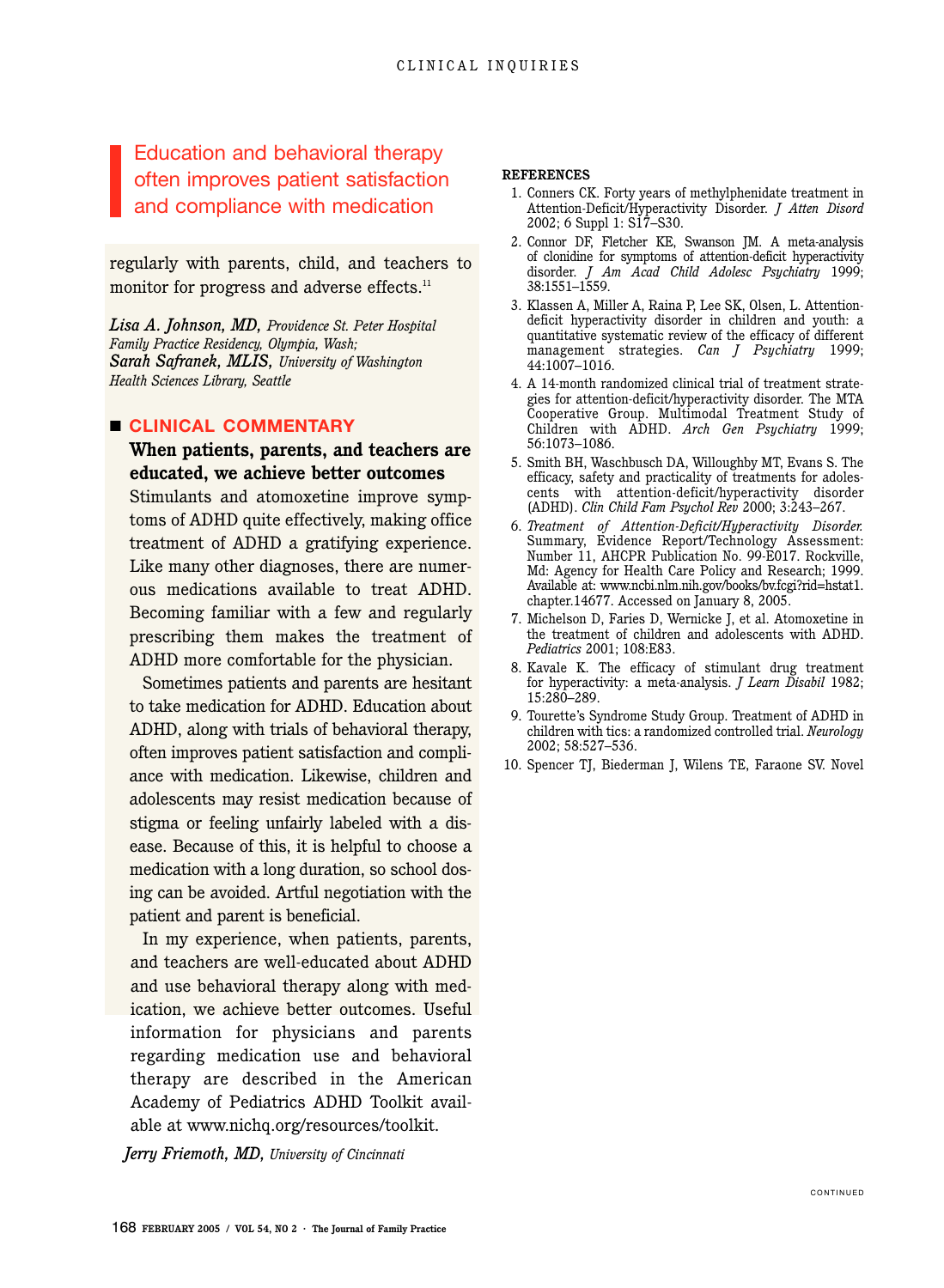> Education and behavioral therapy often improves patient satisfaction and compliance with medication

regularly with parents, child, and teachers to monitor for progress and adverse effects.[11]

***Lisa A. Johnson, MD,*** *Providence St. Peter Hospital Family Practice Residency, Olympia, Wash;*
***Sarah Safranek, MLIS,*** *University of Washington Health Sciences Library, Seattle*

## CLINICAL COMMENTARY

### When patients, parents, and teachers are educated, we achieve better outcomes

Stimulants and atomoxetine improve symptoms of ADHD quite effectively, making office treatment of ADHD a gratifying experience. Like many other diagnoses, there are numerous medications available to treat ADHD. Becoming familiar with a few and regularly prescribing them makes the treatment of ADHD more comfortable for the physician.

Sometimes patients and parents are hesitant to take medication for ADHD. Education about ADHD, along with trials of behavioral therapy, often improves patient satisfaction and compliance with medication. Likewise, children and adolescents may resist medication because of stigma or feeling unfairly labeled with a disease. Because of this, it is helpful to choose a medication with a long duration, so school dosing can be avoided. Artful negotiation with the patient and parent is beneficial.

In my experience, when patients, parents, and teachers are well-educated about ADHD and use behavioral therapy along with medication, we achieve better outcomes. Useful information for physicians and parents regarding medication use and behavioral therapy are described in the American Academy of Pediatrics ADHD Toolkit available at www.nichq.org/resources/toolkit.

***Jerry Friemoth, MD,*** *University of Cincinnati*

**REFERENCES**

1. Conners CK. Forty years of methylphenidate treatment in Attention-Deficit/Hyperactivity Disorder. *J Atten Disord* 2002; 6 Suppl 1: S17–S30.
2. Connor DF, Fletcher KE, Swanson JM. A meta-analysis of clonidine for symptoms of attention-deficit hyperactivity disorder. *J Am Acad Child Adolesc Psychiatry* 1999; 38:1551–1559.
3. Klassen A, Miller A, Raina P, Lee SK, Olsen, L. Attention-deficit hyperactivity disorder in children and youth: a quantitative systematic review of the efficacy of different management strategies. *Can J Psychiatry* 1999; 44:1007–1016.
4. A 14-month randomized clinical trial of treatment strategies for attention-deficit/hyperactivity disorder. The MTA Cooperative Group. Multimodal Treatment Study of Children with ADHD. *Arch Gen Psychiatry* 1999; 56:1073–1086.
5. Smith BH, Waschbusch DA, Willoughby MT, Evans S. The efficacy, safety and practicality of treatments for adolescents with attention-deficit/hyperactivity disorder (ADHD). *Clin Child Fam Psychol Rev* 2000; 3:243–267.
6. *Treatment of Attention-Deficit/Hyperactivity Disorder.* Summary, Evidence Report/Technology Assessment: Number 11, AHCPR Publication No. 99-E017. Rockville, Md: Agency for Health Care Policy and Research; 1999. Available at: www.ncbi.nlm.nih.gov/books/bv.fcgi?rid=hstat1.chapter.14677. Accessed on January 8, 2005.
7. Michelson D, Faries D, Wernicke J, et al. Atomoxetine in the treatment of children and adolescents with ADHD. *Pediatrics* 2001; 108:E83.
8. Kavale K. The efficacy of stimulant drug treatment for hyperactivity: a meta-analysis. *J Learn Disabil* 1982; 15:280–289.
9. Tourette's Syndrome Study Group. Treatment of ADHD in children with tics: a randomized controlled trial. *Neurology* 2002; 58:527–536.
10. Spencer TJ, Biederman J, Wilens TE, Faraone SV. Novel

CONTINUED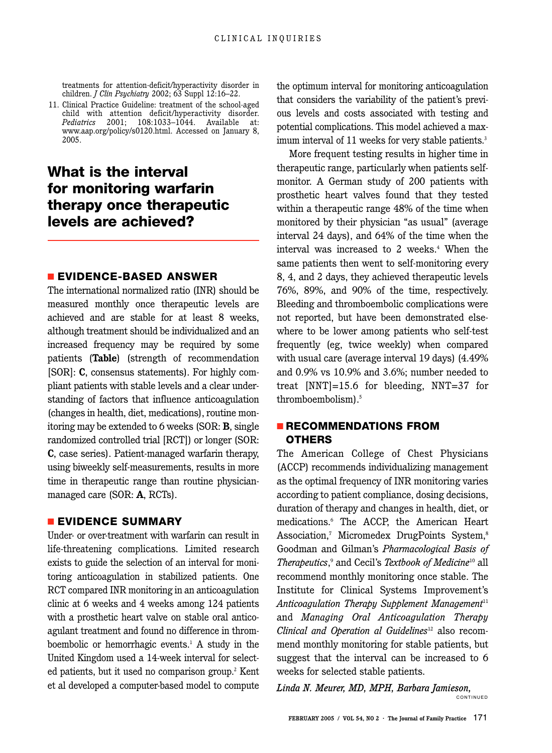treatments for attention-deficit/hyperactivity disorder in children. *J Clin Psychiatry* 2002; 63 Suppl 12:16–22.

11. Clinical Practice Guideline: treatment of the school-aged child with attention deficit/hyperactivity disorder. *Pediatrics* 2001; 108:1033–1044. Available at: www.aap.org/policy/s0120.html. Accessed on January 8, 2005.

# What is the interval for monitoring warfarin therapy once therapeutic levels are achieved?

## EVIDENCE-BASED ANSWER

The international normalized ratio (INR) should be measured monthly once therapeutic levels are achieved and are stable for at least 8 weeks, although treatment should be individualized and an increased frequency may be required by some patients (**Table**) (strength of recommendation [SOR]: **C**, consensus statements). For highly compliant patients with stable levels and a clear understanding of factors that influence anticoagulation (changes in health, diet, medications), routine monitoring may be extended to 6 weeks (SOR: **B**, single randomized controlled trial [RCT]) or longer (SOR: **C**, case series). Patient-managed warfarin therapy, using biweekly self-measurements, results in more time in therapeutic range than routine physician-managed care (SOR: **A**, RCTs).

## EVIDENCE SUMMARY

Under- or over-treatment with warfarin can result in life-threatening complications. Limited research exists to guide the selection of an interval for monitoring anticoagulation in stabilized patients. One RCT compared INR monitoring in an anticoagulation clinic at 6 weeks and 4 weeks among 124 patients with a prosthetic heart valve on stable oral anticoagulant treatment and found no difference in thromboembolic or hemorrhagic events.[1] A study in the United Kingdom used a 14-week interval for selected patients, but it used no comparison group.[2] Kent et al developed a computer-based model to compute the optimum interval for monitoring anticoagulation that considers the variability of the patient's previous levels and costs associated with testing and potential complications. This model achieved a maximum interval of 11 weeks for very stable patients.[3]

More frequent testing results in higher time in therapeutic range, particularly when patients self-monitor. A German study of 200 patients with prosthetic heart valves found that they tested within a therapeutic range 48% of the time when monitored by their physician "as usual" (average interval 24 days), and 64% of the time when the interval was increased to 2 weeks.[4] When the same patients then went to self-monitoring every 8, 4, and 2 days, they achieved therapeutic levels 76%, 89%, and 90% of the time, respectively. Bleeding and thromboembolic complications were not reported, but have been demonstrated elsewhere to be lower among patients who self-test frequently (eg, twice weekly) when compared with usual care (average interval 19 days) (4.49% and 0.9% vs 10.9% and 3.6%; number needed to treat [NNT]=15.6 for bleeding, NNT=37 for thromboembolism).[5]

## RECOMMENDATIONS FROM OTHERS

The American College of Chest Physicians (ACCP) recommends individualizing management as the optimal frequency of INR monitoring varies according to patient compliance, dosing decisions, duration of therapy and changes in health, diet, or medications.[6] The ACCP, the American Heart Association,[7] Micromedex DrugPoints System,[8] Goodman and Gilman's *Pharmacological Basis of Therapeutics*,[9] and Cecil's *Textbook of Medicine*[10] all recommend monthly monitoring once stable. The Institute for Clinical Systems Improvement's *Anticoagulation Therapy Supplement Management*[11] and *Managing Oral Anticoagulation Therapy Clinical and Operation al Guidelines*[12] also recommend monthly monitoring for stable patients, but suggest that the interval can be increased to 6 weeks for selected stable patients.

*Linda N. Meurer, MD, MPH, Barbara Jamieson,*

CONTINUED